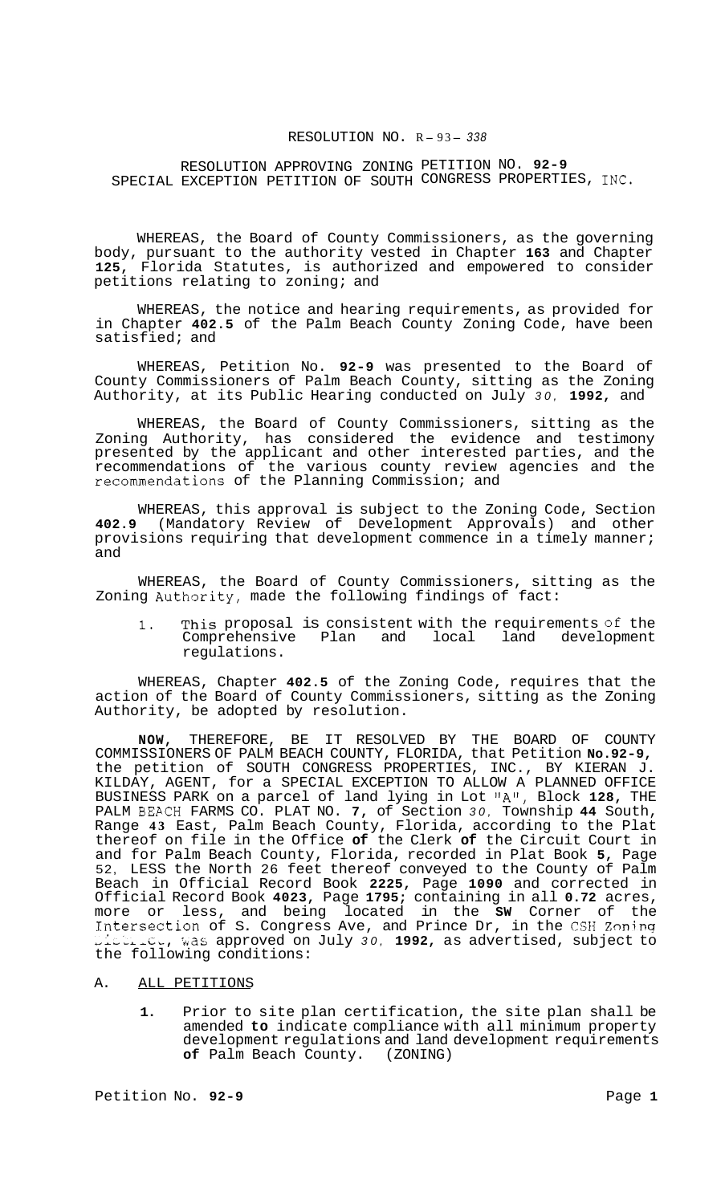RESOLUTION NO. R-93-338

RESOLUTION APPROVING ZONING PETITION NO. 92-9
SPECIAL EXCEPTION PETITION OF SOUTH CONGRESS PROPERTIES, INC.

WHEREAS, the Board of County Commissioners, as the governing body, pursuant to the authority vested in Chapter **163** and Chapter **125**, Florida Statutes, is authorized and empowered to consider petitions relating to zoning; and

WHEREAS, the notice and hearing requirements, as provided for in Chapter **402.5** of the Palm Beach County Zoning Code, have been satisfied; and

WHEREAS, Petition No. **92-9** was presented to the Board of County Commissioners of Palm Beach County, sitting as the Zoning Authority, at its Public Hearing conducted on July 30, **1992**, and

WHEREAS, the Board of County Commissioners, sitting as the Zoning Authority, has considered the evidence and testimony presented by the applicant and other interested parties, and the recommendations of the various county review agencies and the recommendations of the Planning Commission; and

WHEREAS, this approval is subject to the Zoning Code, Section **402.9** (Mandatory Review of Development Approvals) and other provisions requiring that development commence in a timely manner; and

WHEREAS, the Board of County Commissioners, sitting as the Zoning Authority, made the following findings of fact:

1. This proposal is consistent with the requirements of the Comprehensive Plan and local land development regulations.

WHEREAS, Chapter **402.5** of the Zoning Code, requires that the action of the Board of County Commissioners, sitting as the Zoning Authority, be adopted by resolution.

**NOW**, THEREFORE, BE IT RESOLVED BY THE BOARD OF COUNTY COMMISSIONERS OF PALM BEACH COUNTY, FLORIDA, that Petition **No.92-9**, the petition of SOUTH CONGRESS PROPERTIES, INC., BY KIERAN J. KILDAY, AGENT, for a SPECIAL EXCEPTION TO ALLOW A PLANNED OFFICE BUSINESS PARK on a parcel of land lying in Lot "A", Block **128**, THE PALM BEACH FARMS CO. PLAT NO. **7**, of Section 30, Township **44** South, Range **43** East, Palm Beach County, Florida, according to the Plat thereof on file in the Office **of** the Clerk **of** the Circuit Court in and for Palm Beach County, Florida, recorded in Plat Book **5**, Page 52, LESS the North 26 feet thereof conveyed to the County of Palm Beach in Official Record Book **2225**, Page **1090** and corrected in Official Record Book **4023**, Page **1795**; containing in all **0.72** acres, more or less, and being located in the **SW** Corner of the Intersection of S. Congress Ave, and Prince Dr, in the CSH Zoning District, was approved on July 30, **1992**, as advertised, subject to the following conditions:

A. ALL PETITIONS

1. Prior to site plan certification, the site plan shall be amended **to** indicate compliance with all minimum property development regulations and land development requirements **of** Palm Beach County. (ZONING)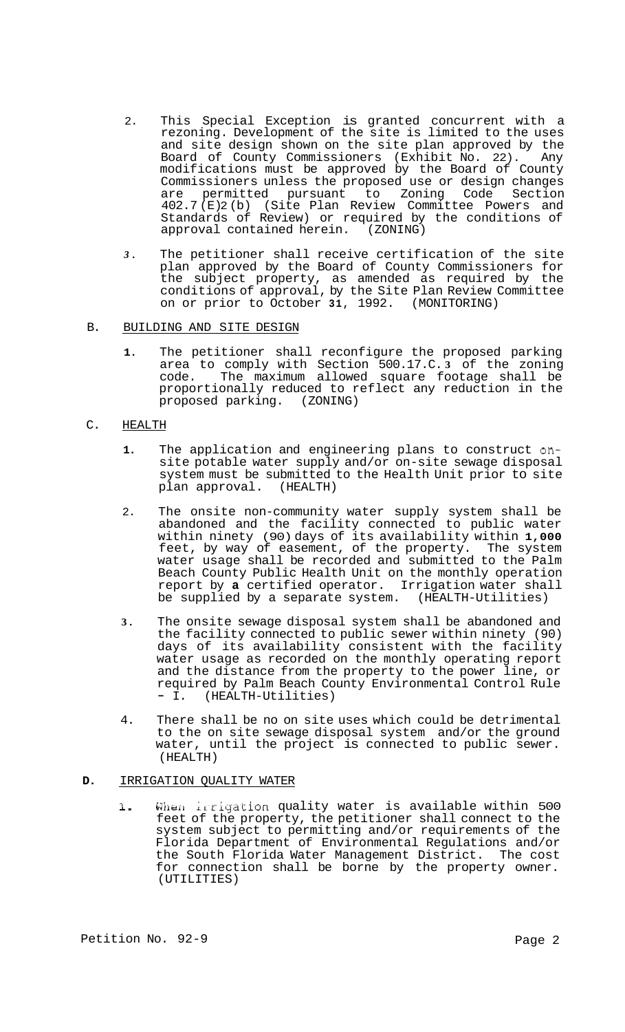2. This Special Exception is granted concurrent with a rezoning. Development of the site is limited to the uses and site design shown on the site plan approved by the Board of County Commissioners (Exhibit No. 22). Any modifications must be approved by the Board of County Commissioners unless the proposed use or design changes are permitted pursuant to Zoning Code Section 402.7(E)2(b) (Site Plan Review Committee Powers and Standards of Review) or required by the conditions of approval contained herein. (ZONING)

3. The petitioner shall receive certification of the site plan approved by the Board of County Commissioners for the subject property, as amended as required by the conditions of approval, by the Site Plan Review Committee on or prior to October 31, 1992. (MONITORING)

B. BUILDING AND SITE DESIGN

1. The petitioner shall reconfigure the proposed parking area to comply with Section 500.17.C.3 of the zoning code. The maximum allowed square footage shall be proportionally reduced to reflect any reduction in the proposed parking. (ZONING)

C. HEALTH

1. The application and engineering plans to construct on-site potable water supply and/or on-site sewage disposal system must be submitted to the Health Unit prior to site plan approval. (HEALTH)

2. The onsite non-community water supply system shall be abandoned and the facility connected to public water within ninety (90) days of its availability within 1,000 feet, by way of easement, of the property. The system water usage shall be recorded and submitted to the Palm Beach County Public Health Unit on the monthly operation report by a certified operator. Irrigation water shall be supplied by a separate system. (HEALTH-Utilities)

3. The onsite sewage disposal system shall be abandoned and the facility connected to public sewer within ninety (90) days of its availability consistent with the facility water usage as recorded on the monthly operating report and the distance from the property to the power line, or required by Palm Beach County Environmental Control Rule - I. (HEALTH-Utilities)

4. There shall be no on site uses which could be detrimental to the on site sewage disposal system and/or the ground water, until the project is connected to public sewer. (HEALTH)

D. IRRIGATION QUALITY WATER

1. When irrigation quality water is available within 500 feet of the property, the petitioner shall connect to the system subject to permitting and/or requirements of the Florida Department of Environmental Regulations and/or the South Florida Water Management District. The cost for connection shall be borne by the property owner. (UTILITIES)

Petition No. 92-9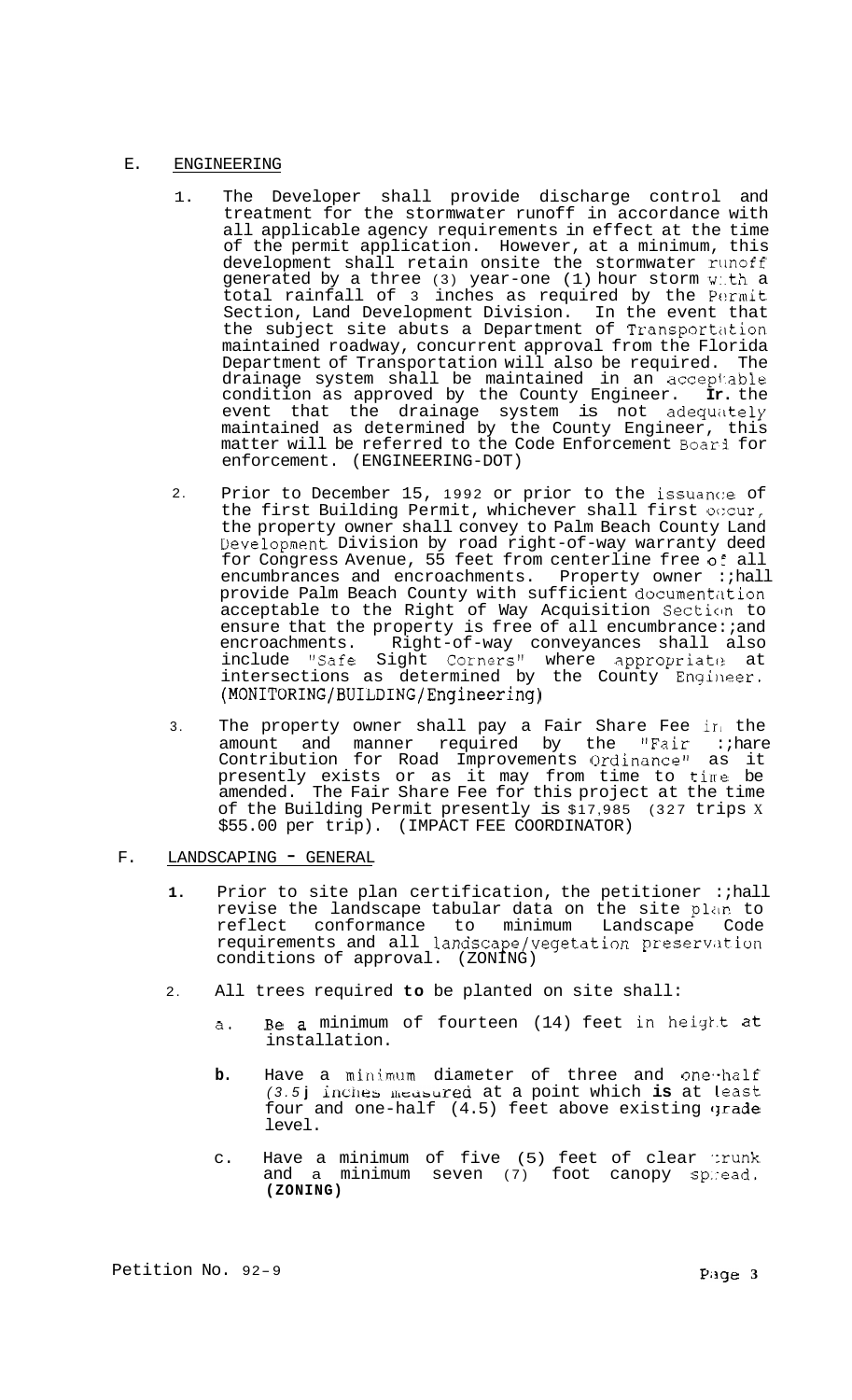## E. ENGINEERING

1. The Developer shall provide discharge control and treatment for the stormwater runoff in accordance with all applicable agency requirements in effect at the time of the permit application. However, at a minimum, this development shall retain onsite the stormwater runoff generated by a three (3) year-one (1) hour storm with a total rainfall of 3 inches as required by the Permit Section, Land Development Division. In the event that the subject site abuts a Department of Transportation maintained roadway, concurrent approval from the Florida Department of Transportation will also be required. The drainage system shall be maintained in an acceptable condition as approved by the County Engineer. **In** the event that the drainage system is not adequately maintained as determined by the County Engineer, this matter will be referred to the Code Enforcement Board for enforcement. (ENGINEERING-DOT)

2. Prior to December 15, 1992 or prior to the issuance of the first Building Permit, whichever shall first occur, the property owner shall convey to Palm Beach County Land Development Division by road right-of-way warranty deed for Congress Avenue, 55 feet from centerline free of all encumbrances and encroachments. Property owner shall provide Palm Beach County with sufficient documentation acceptable to the Right of Way Acquisition Section to ensure that the property is free of all encumbrances and encroachments. Right-of-way conveyances shall also include "Safe Sight Corners" where appropriate at intersections as determined by the County Engineer. (MONITORING/BUILDING/Engineering)

3. The property owner shall pay a Fair Share Fee in the amount and manner required by the "Fair Share Contribution for Road Improvements Ordinance" as it presently exists or as it may from time to time be amended. The Fair Share Fee for this project at the time of the Building Permit presently is $17,985 (327 trips X $55.00 per trip). (IMPACT FEE COORDINATOR)

## F. LANDSCAPING - GENERAL

1. Prior to site plan certification, the petitioner shall revise the landscape tabular data on the site plan to reflect conformance to minimum Landscape Code requirements and all landscape/vegetation preservation conditions of approval. (ZONING)

2. All trees required **to** be planted on site shall:

   a. Be a minimum of fourteen (14) feet in height at installation.

   **b.** Have a minimum diameter of three and one-half (3.5) inches measured at a point which **is** at least four and one-half (4.5) feet above existing grade level.

   c. Have a minimum of five (5) feet of clear trunk and a minimum seven (7) foot canopy spread. **(ZONING)**

Petition No. 92-9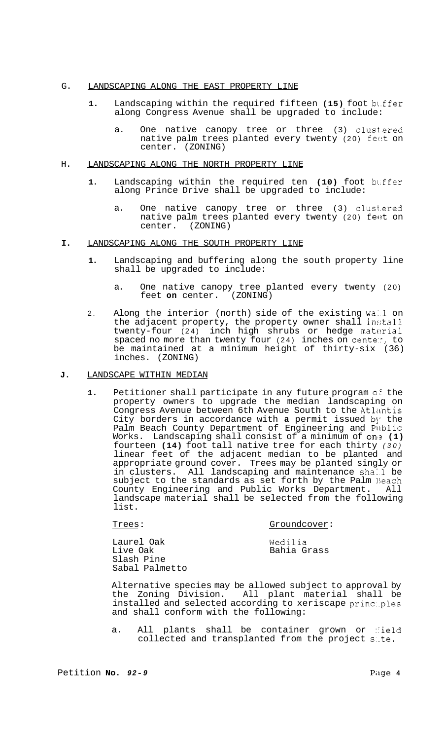G. LANDSCAPING ALONG THE EAST PROPERTY LINE

1. Landscaping within the required fifteen **(15)** foot buffer along Congress Avenue shall be upgraded to include:

   a. One native canopy tree or three (3) clustered native palm trees planted every twenty (20) feet on center. (ZONING)

H. LANDSCAPING ALONG THE NORTH PROPERTY LINE

1. Landscaping within the required ten **(10)** foot buffer along Prince Drive shall be upgraded to include:

   a. One native canopy tree or three (3) clustered native palm trees planted every twenty (20) feet on center. (ZONING)

**I.** LANDSCAPING ALONG THE SOUTH PROPERTY LINE

1. Landscaping and buffering along the south property line shall be upgraded to include:

   a. One native canopy tree planted every twenty (20) feet **on** center. (ZONING)

2. Along the interior (north) side of the existing wall on the adjacent property, the property owner shall install twenty-four (24) inch high shrubs or hedge material spaced no more than twenty four (24) inches on center, to be maintained at a minimum height of thirty-six (36) inches. (ZONING)

**J.** LANDSCAPE WITHIN MEDIAN

1. Petitioner shall participate in any future program of the property owners to upgrade the median landscaping on Congress Avenue between 6th Avenue South to the Atlantis City borders in accordance with **a** permit issued by the Palm Beach County Department of Engineering and Public Works. Landscaping shall consist of a minimum of one **(1)** fourteen **(14)** foot tall native tree for each thirty *(30)* linear feet of the adjacent median to be planted and appropriate ground cover. Trees may be planted singly or in clusters. All landscaping and maintenance shall be subject to the standards as set forth by the Palm Beach County Engineering and Public Works Department. All landscape material shall be selected from the following list.

| Trees: | Groundcover: |
|---|---|
| Laurel Oak | Wedilia |
| Live Oak | Bahia Grass |
| Slash Pine | |
| Sabal Palmetto | |

Alternative species may be allowed subject to approval by the Zoning Division. All plant material shall be installed and selected according to xeriscape principles and shall conform with the following:

a. All plants shall be container grown or field collected and transplanted from the project site.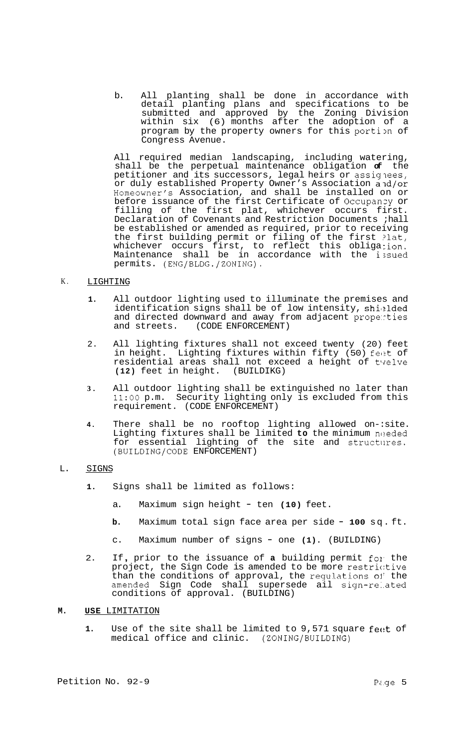b. All planting shall be done in accordance with detail planting plans and specifications to be submitted and approved by the Zoning Division within six (6) months after the adoption of a program by the property owners for this portion of Congress Avenue.

All required median landscaping, including watering, shall be the perpetual maintenance obligation **of** the petitioner and its successors, legal heirs or assignees, or duly established Property Owner's Association and/or Homeowner's Association, and shall be installed on or before issuance of the first Certificate of Occupancy or filling of the first plat, whichever occurs first. Declaration of Covenants and Restriction Documents shall be established or amended as required, prior to receiving the first building permit or filing of the first plat, whichever occurs first, to reflect this obligation. Maintenance shall be in accordance with the issued permits. (ENG/BLDG./ZONING).

K. LIGHTING

1. All outdoor lighting used to illuminate the premises and identification signs shall be of low intensity, shielded and directed downward and away from adjacent properties and streets. (CODE ENFORCEMENT)

2. All lighting fixtures shall not exceed twenty (20) feet in height. Lighting fixtures within fifty (50) feet of residential areas shall not exceed a height of twelve **(12)** feet in height. (BUILDIKG)

3. All outdoor lighting shall be extinguished no later than 11:00 p.m. Security lighting only is excluded from this requirement. (CODE ENFORCEMENT)

4. There shall be no rooftop lighting allowed on-site. Lighting fixtures shall be limited **to** the minimum needed for essential lighting of the site and structures. (BUILDING/CODE ENFORCEMENT)

L. SIGNS

1. Signs shall be limited as follows:

   a. Maximum sign height - ten **(10)** feet.

   **b**. Maximum total sign face area per side - **100** sq. ft.

   c. Maximum number of signs - one **(1)**. (BUILDING)

2. If, prior to the issuance of **a** building permit for the project, the Sign Code is amended to be more restrictive than the conditions of approval, the regulations of the amended Sign Code shall supersede all sign-related conditions of approval. (BUILDING)

**M. USE LIMITATION**

1. Use of the site shall be limited to 9,571 square feet of medical office and clinic. (ZONING/BUILDING)

Petition No. 92-9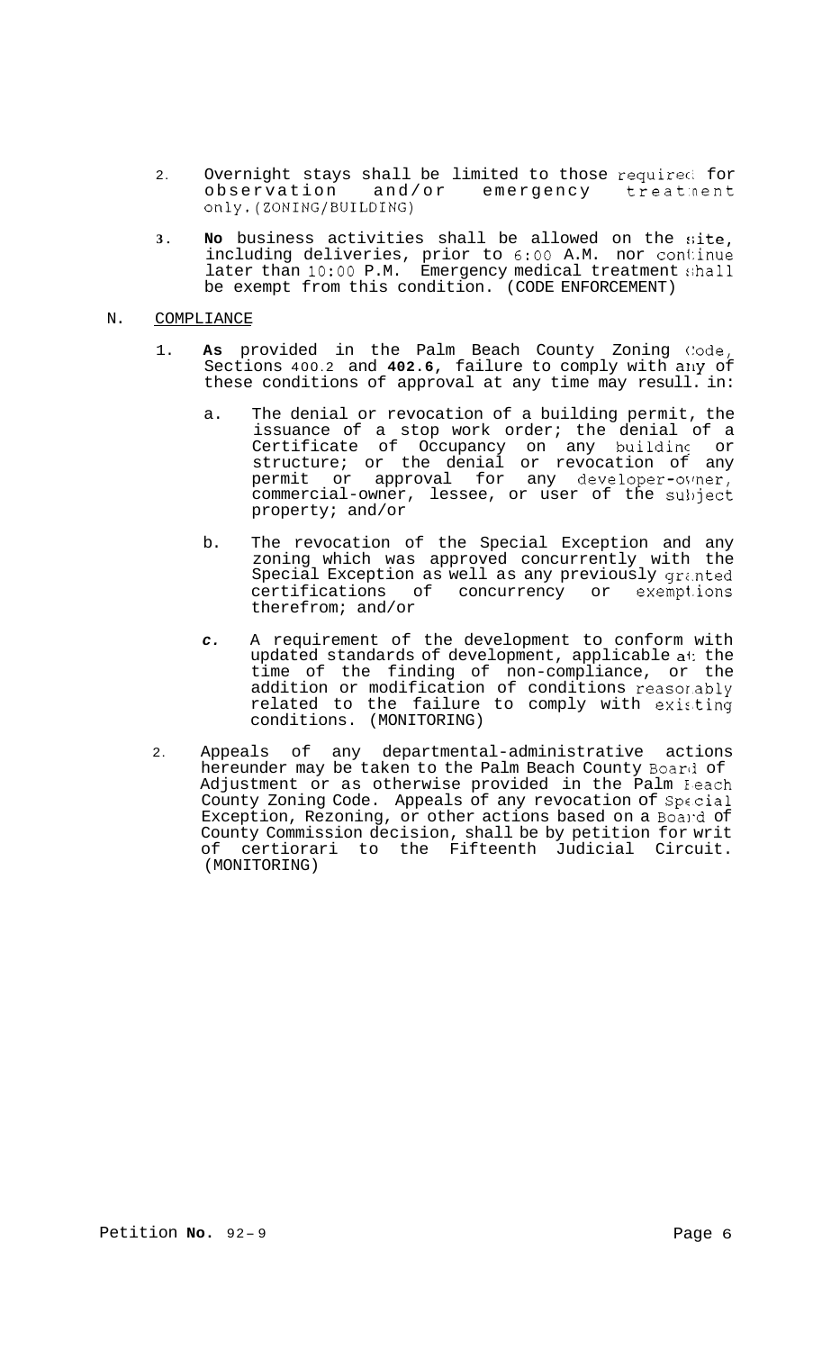2. Overnight stays shall be limited to those required for observation and/or emergency treatment only. (ZONING/BUILDING)

3. **No** business activities shall be allowed on the site, including deliveries, prior to 6:00 A.M. nor continue later than 10:00 P.M. Emergency medical treatment shall be exempt from this condition. (CODE ENFORCEMENT)

N. COMPLIANCE

1. **As** provided in the Palm Beach County Zoning Code, Sections 400.2 and **402.6**, failure to comply with any of these conditions of approval at any time may result in:

   a. The denial or revocation of a building permit, the issuance of a stop work order; the denial of a Certificate of Occupancy on any building or structure; or the denial or revocation of any permit or approval for any developer-owner, commercial-owner, lessee, or user of the subject property; and/or

   b. The revocation of the Special Exception and any zoning which was approved concurrently with the Special Exception as well as any previously granted certifications of concurrency or exemptions therefrom; and/or

   *c.* A requirement of the development to conform with updated standards of development, applicable at the time of the finding of non-compliance, or the addition or modification of conditions reasonably related to the failure to comply with existing conditions. (MONITORING)

2. Appeals of any departmental-administrative actions hereunder may be taken to the Palm Beach County Board of Adjustment or as otherwise provided in the Palm Beach County Zoning Code. Appeals of any revocation of Special Exception, Rezoning, or other actions based on a Board of County Commission decision, shall be by petition for writ of certiorari to the Fifteenth Judicial Circuit. (MONITORING)

Petition **No.** 92-9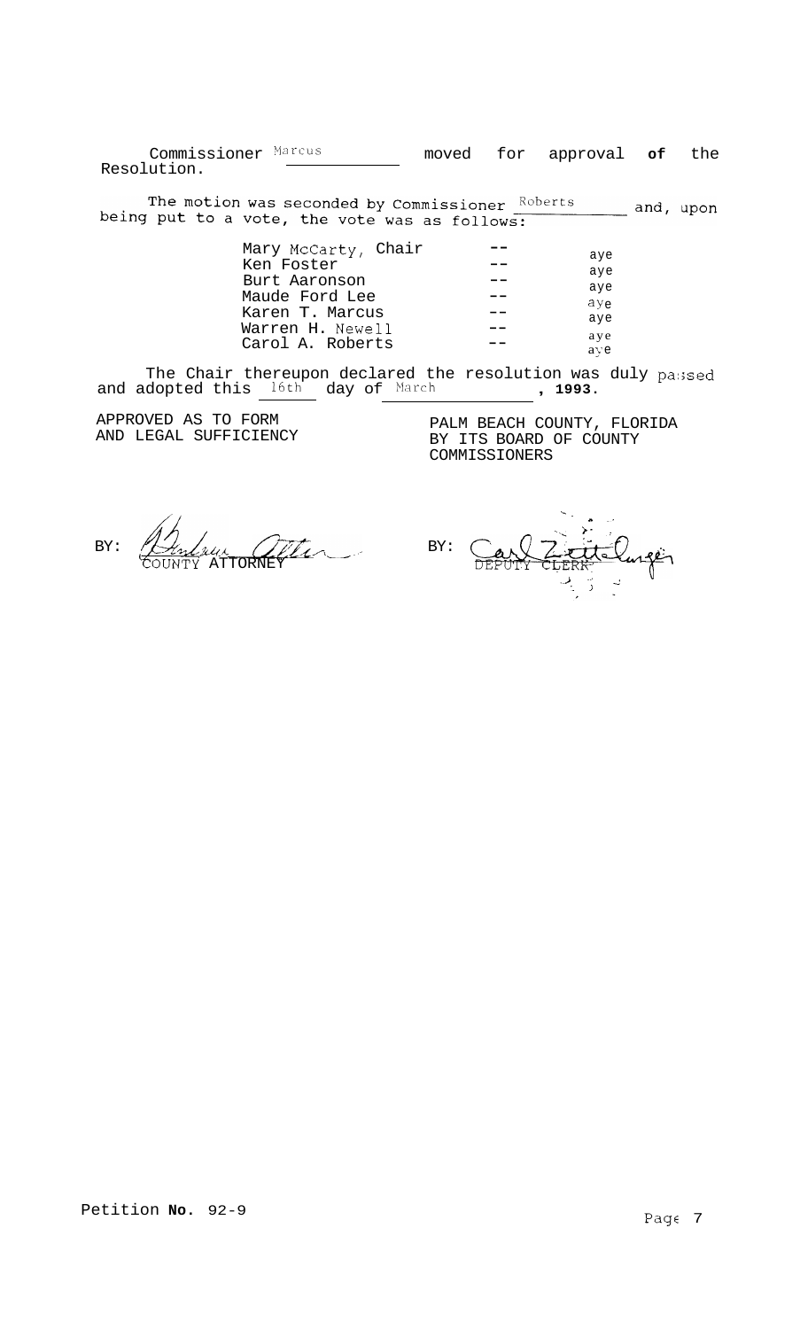Commissioner Marcus moved for approval of the Resolution.

The motion was seconded by Commissioner Roberts and, upon being put to a vote, the vote was as follows:

| | | |
|---|---|---|
| Mary McCarty, Chair | -- | aye |
| Ken Foster | -- | aye |
| Burt Aaronson | -- | aye |
| Maude Ford Lee | -- | aye |
| Karen T. Marcus | -- | aye |
| Warren H. Newell | -- | aye |
| Carol A. Roberts | -- | aye |

The Chair thereupon declared the resolution was duly passed and adopted this 16th day of March, **1993**.

APPROVED AS TO FORM
AND LEGAL SUFFICIENCY

PALM BEACH COUNTY, FLORIDA
BY ITS BOARD OF COUNTY
COMMISSIONERS

BY: COUNTY ATTORNEY

BY: DEPUTY CLERK

Petition **No.** 92-9